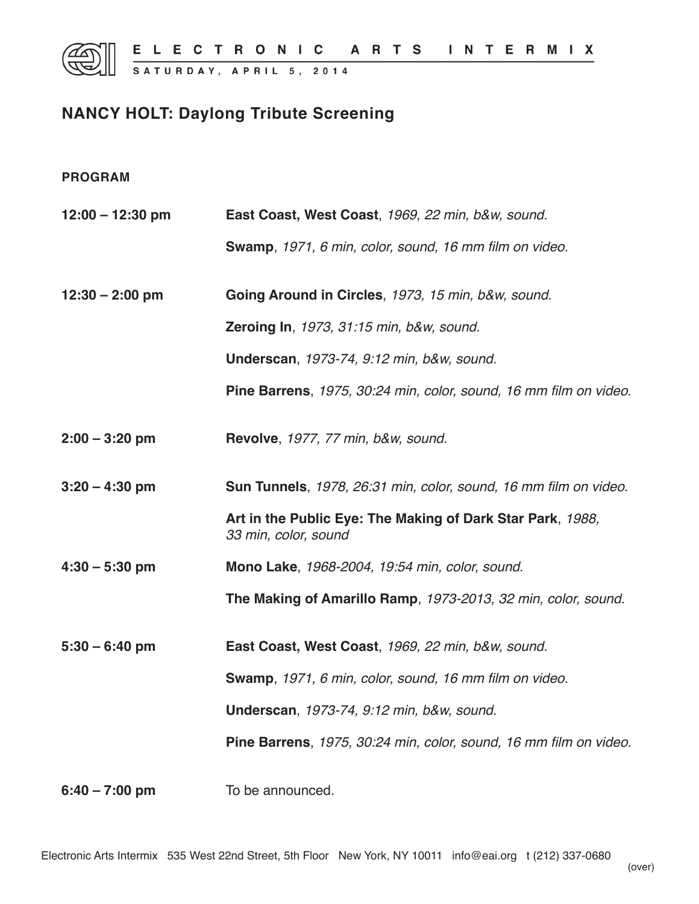**ELECTRONIC ARTS INTERMIX**

**SATURDAY, APRIL 5, 2014**

## NANCY HOLT: Daylong Tribute Screening

**PROGRAM**

| | |
|---|---|
| **12:00 – 12:30 pm** | **East Coast, West Coast**, *1969, 22 min, b&w, sound.* |
| | **Swamp**, *1971, 6 min, color, sound, 16 mm film on video.* |
| **12:30 – 2:00 pm** | **Going Around in Circles**, *1973, 15 min, b&w, sound.* |
| | **Zeroing In**, *1973, 31:15 min, b&w, sound.* |
| | **Underscan**, *1973-74, 9:12 min, b&w, sound.* |
| | **Pine Barrens**, *1975, 30:24 min, color, sound, 16 mm film on video.* |
| **2:00 – 3:20 pm** | **Revolve**, *1977, 77 min, b&w, sound.* |
| **3:20 – 4:30 pm** | **Sun Tunnels**, *1978, 26:31 min, color, sound, 16 mm film on video.* |
| | **Art in the Public Eye: The Making of Dark Star Park**, *1988, 33 min, color, sound* |
| **4:30 – 5:30 pm** | **Mono Lake**, *1968-2004, 19:54 min, color, sound.* |
| | **The Making of Amarillo Ramp**, *1973-2013, 32 min, color, sound.* |
| **5:30 – 6:40 pm** | **East Coast, West Coast**, *1969, 22 min, b&w, sound.* |
| | **Swamp**, *1971, 6 min, color, sound, 16 mm film on video.* |
| | **Underscan**, *1973-74, 9:12 min, b&w, sound.* |
| | **Pine Barrens**, *1975, 30:24 min, color, sound, 16 mm film on video.* |
| **6:40 – 7:00 pm** | To be announced. |

Electronic Arts Intermix 535 West 22nd Street, 5th Floor New York, NY 10011 info@eai.org t (212) 337-0680

(over)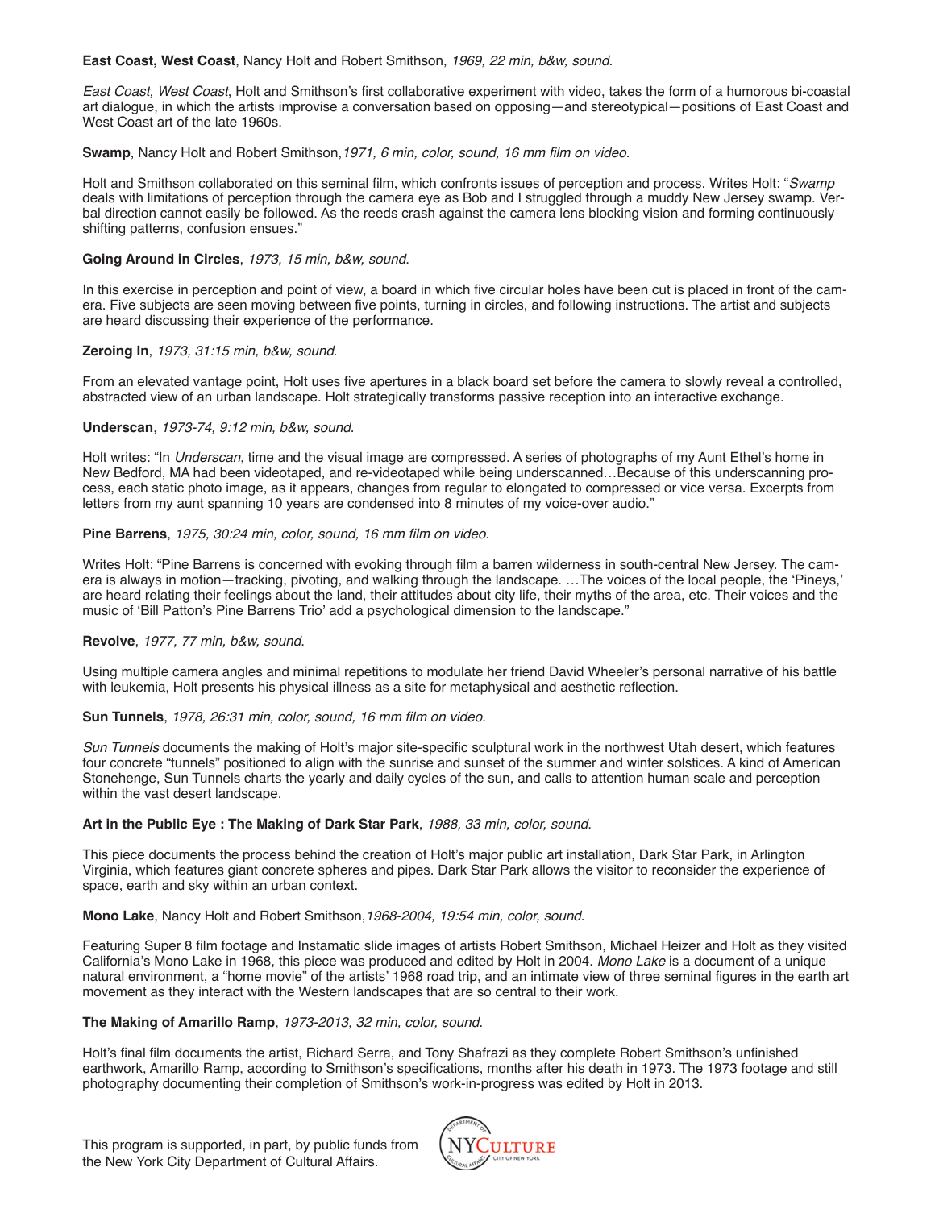**East Coast, West Coast**, Nancy Holt and Robert Smithson, *1969, 22 min, b&w, sound.*

*East Coast, West Coast*, Holt and Smithson's first collaborative experiment with video, takes the form of a humorous bi-coastal art dialogue, in which the artists improvise a conversation based on opposing—and stereotypical—positions of East Coast and West Coast art of the late 1960s.

**Swamp**, Nancy Holt and Robert Smithson,*1971, 6 min, color, sound, 16 mm film on video.*

Holt and Smithson collaborated on this seminal film, which confronts issues of perception and process. Writes Holt: "*Swamp* deals with limitations of perception through the camera eye as Bob and I struggled through a muddy New Jersey swamp. Verbal direction cannot easily be followed. As the reeds crash against the camera lens blocking vision and forming continuously shifting patterns, confusion ensues."

**Going Around in Circles**, *1973, 15 min, b&w, sound.*

In this exercise in perception and point of view, a board in which five circular holes have been cut is placed in front of the camera. Five subjects are seen moving between five points, turning in circles, and following instructions. The artist and subjects are heard discussing their experience of the performance.

**Zeroing In**, *1973, 31:15 min, b&w, sound.*

From an elevated vantage point, Holt uses five apertures in a black board set before the camera to slowly reveal a controlled, abstracted view of an urban landscape. Holt strategically transforms passive reception into an interactive exchange.

**Underscan**, *1973-74, 9:12 min, b&w, sound.*

Holt writes: "In *Underscan*, time and the visual image are compressed. A series of photographs of my Aunt Ethel's home in New Bedford, MA had been videotaped, and re-videotaped while being underscanned…Because of this underscanning process, each static photo image, as it appears, changes from regular to elongated to compressed or vice versa. Excerpts from letters from my aunt spanning 10 years are condensed into 8 minutes of my voice-over audio."

**Pine Barrens**, *1975, 30:24 min, color, sound, 16 mm film on video.*

Writes Holt: "Pine Barrens is concerned with evoking through film a barren wilderness in south-central New Jersey. The camera is always in motion—tracking, pivoting, and walking through the landscape. …The voices of the local people, the 'Pineys,' are heard relating their feelings about the land, their attitudes about city life, their myths of the area, etc. Their voices and the music of 'Bill Patton's Pine Barrens Trio' add a psychological dimension to the landscape."

**Revolve**, *1977, 77 min, b&w, sound.*

Using multiple camera angles and minimal repetitions to modulate her friend David Wheeler's personal narrative of his battle with leukemia, Holt presents his physical illness as a site for metaphysical and aesthetic reflection.

**Sun Tunnels**, *1978, 26:31 min, color, sound, 16 mm film on video.*

*Sun Tunnels* documents the making of Holt's major site-specific sculptural work in the northwest Utah desert, which features four concrete "tunnels" positioned to align with the sunrise and sunset of the summer and winter solstices. A kind of American Stonehenge, Sun Tunnels charts the yearly and daily cycles of the sun, and calls to attention human scale and perception within the vast desert landscape.

**Art in the Public Eye : The Making of Dark Star Park**, *1988, 33 min, color, sound.*

This piece documents the process behind the creation of Holt's major public art installation, Dark Star Park, in Arlington Virginia, which features giant concrete spheres and pipes. Dark Star Park allows the visitor to reconsider the experience of space, earth and sky within an urban context.

**Mono Lake**, Nancy Holt and Robert Smithson,*1968-2004, 19:54 min, color, sound.*

Featuring Super 8 film footage and Instamatic slide images of artists Robert Smithson, Michael Heizer and Holt as they visited California's Mono Lake in 1968, this piece was produced and edited by Holt in 2004. *Mono Lake* is a document of a unique natural environment, a "home movie" of the artists' 1968 road trip, and an intimate view of three seminal figures in the earth art movement as they interact with the Western landscapes that are so central to their work.

**The Making of Amarillo Ramp**, *1973-2013, 32 min, color, sound.*

Holt's final film documents the artist, Richard Serra, and Tony Shafrazi as they complete Robert Smithson's unfinished earthwork, Amarillo Ramp, according to Smithson's specifications, months after his death in 1973. The 1973 footage and still photography documenting their completion of Smithson's work-in-progress was edited by Holt in 2013.

This program is supported, in part, by public funds from the New York City Department of Cultural Affairs.

NYCULTURE